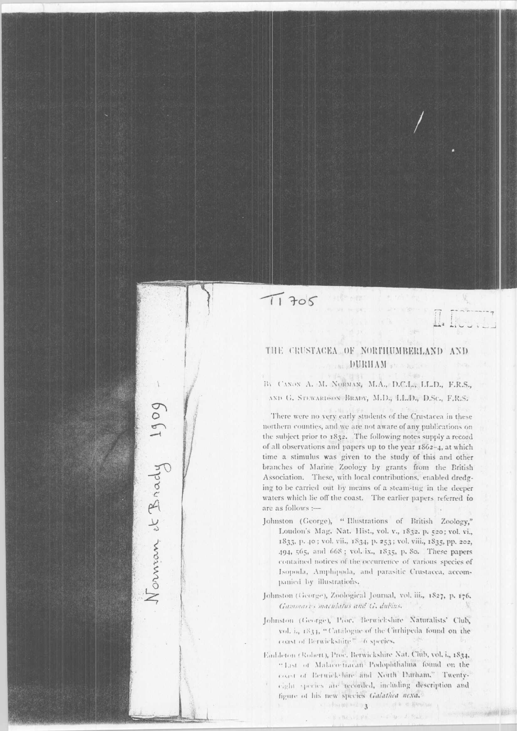T1 705

Norman et Brady 1909

# THE CRUSTACEA OF NORTHUMBERLAND AND DURHAM

BY CANON A. M. NORMAN, M.A., D.C.L., LL.D., F.R.S., AND G. STEWARDSON BRADY, M.D., LL.D., D.Sc., F.R.S.

There were no very early students of the Crustacea in these northern counties, and we are not aware of any publications on the subject prior to 1832. The following notes supply a record of all observations and papers up to the year 1862–4, at which time a stimulus was given to the study of this and other branches of Marine Zoology by grants from the British Association. These, with local contributions, enabled dredging to be carried out by means of a steam-tug in the deeper waters which lie off the coast. The earlier papers referred to are as follows :—

Johnston (George), "Illustrations of British Zoology," Loudon's Mag. Nat. Hist., vol. v., 1832, p. 520; vol. vi., 1833, p. 40; vol. vii., 1834, p. 253; vol. viii., 1835, pp. 202, 494, 565, and 668; vol. ix., 1835, p. 80. These papers contained notices of the occurrence of various species of Isopoda, Amphipoda, and parasitic Crustacea, accompanied by illustrations.

Johnston (George), Zoological Journal, vol. iii., 1827, p. 176. *Gammarus maculatus* and *G. dubius*.

Johnston (George), Proc. Berwickshire Naturalists' Club, vol. i., 1834, "Catalogue of the Cirrhipeda found on the coast of Berwickshire"—6 species.

Embleton (Robert), Proc. Berwickshire Nat. Club, vol. i., 1834, "List of Malacostracan Podophthalma found on the coast of Berwickshire and North Durham." Twenty-eight species are recorded, including description and figure of his new species *Galathea nexa*.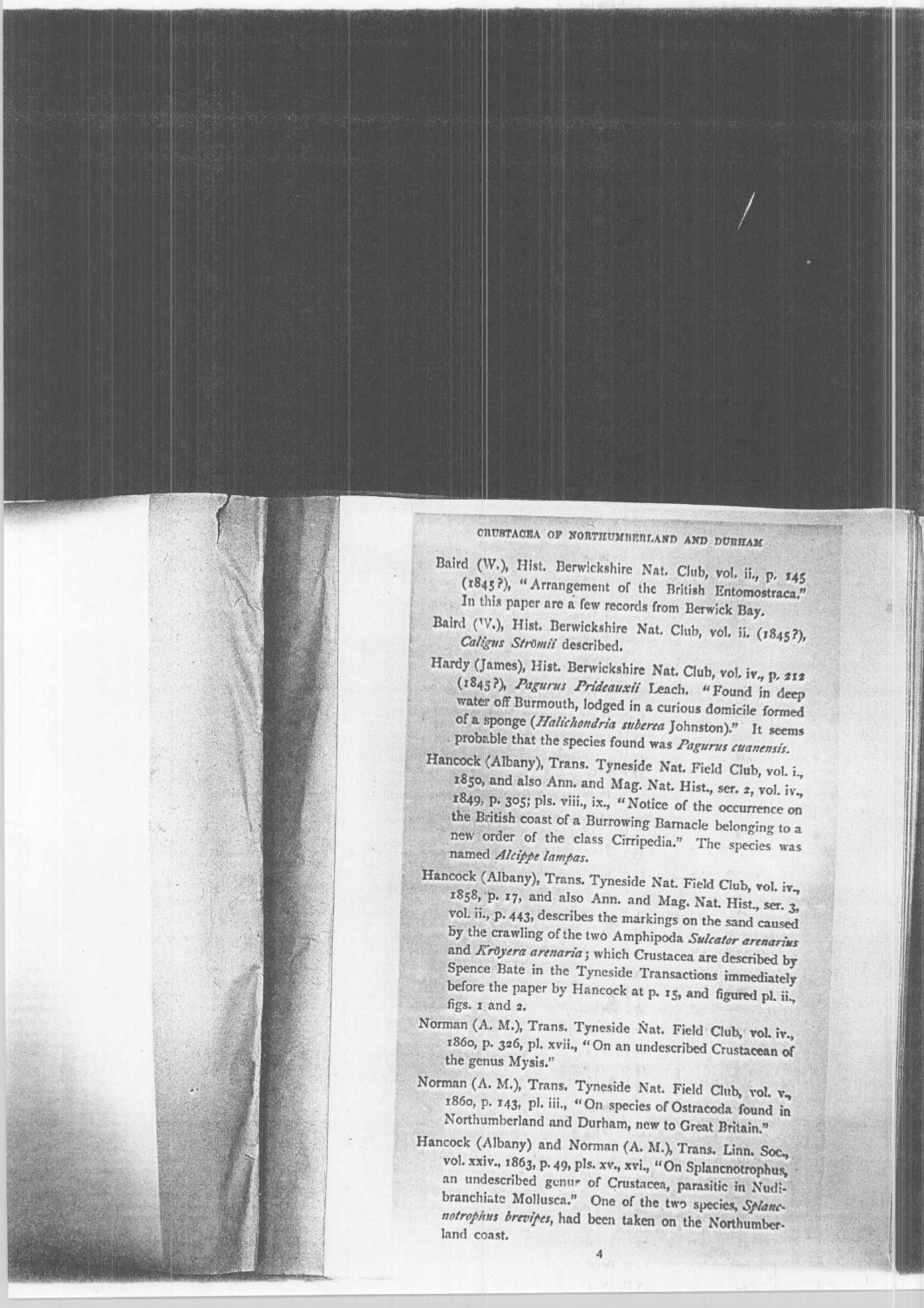Baird (W.), Hist. Berwickshire Nat. Club, vol. ii., p. 145 (1845?), "Arrangement of the British Entomostraca." In this paper are a few records from Berwick Bay.

Baird (W.), Hist. Berwickshire Nat. Club, vol. ii. (1845?), *Caligus Strömii* described.

Hardy (James), Hist. Berwickshire Nat. Club, vol. iv., p. 212 (1845?), *Pagurus Prideauxii* Leach. "Found in deep water off Burmouth, lodged in a curious domicile formed of a sponge (*Halichondria suberea* Johnston)." It seems probable that the species found was *Pagurus cuanensis*.

Hancock (Albany), Trans. Tyneside Nat. Field Club, vol. i., 1850, and also Ann. and Mag. Nat. Hist., ser. 2, vol. iv., 1849, p. 305; pls. viii., ix., "Notice of the occurrence on the British coast of a Burrowing Barnacle belonging to a new order of the class Cirripedia." The species was named *Alcippe lampas*.

Hancock (Albany), Trans. Tyneside Nat. Field Club, vol. iv., 1858, p. 17, and also Ann. and Mag. Nat. Hist., ser. 3, vol. ii., p. 443, describes the markings on the sand caused by the crawling of the two Amphipoda *Sulcator arenarius* and *Kröyera arenaria*; which Crustacea are described by Spence Bate in the Tyneside Transactions immediately before the paper by Hancock at p. 15, and figured pl. ii., figs. 1 and 2.

Norman (A. M.), Trans. Tyneside Nat. Field Club, vol. iv., 1860, p. 326, pl. xvii., "On an undescribed Crustacean of the genus Mysis."

Norman (A. M.), Trans. Tyneside Nat. Field Club, vol. v., 1860, p. 143, pl. iii., "On species of Ostracoda found in Northumberland and Durham, new to Great Britain."

Hancock (Albany) and Norman (A. M.), Trans. Linn. Soc., vol. xxiv., 1863, p. 49, pls. xv., xvi., "On Splanchnotrophus, an undescribed genus of Crustacea, parasitic in Nudibranchiate Mollusca." One of the two species, *Splanchnotrophus brevipes*, had been taken on the Northumberland coast.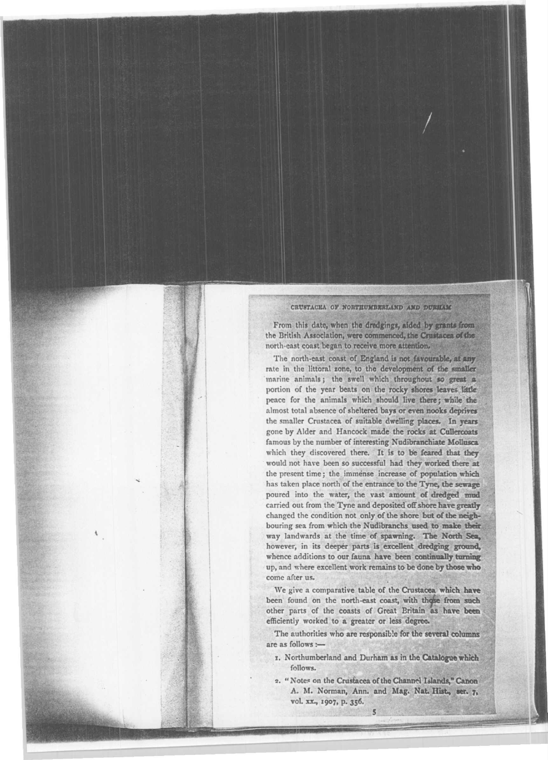From this date, when the dredgings, aided by grants from the British Association, were commenced, the Crustacea of the north-east coast began to receive more attention.

The north-east coast of England is not favourable, at any rate in the littoral zone, to the development of the smaller marine animals; the swell which throughout so great a portion of the year beats on the rocky shores leaves little peace for the animals which should live there; while the almost total absence of sheltered bays or even nooks deprives the smaller Crustacea of suitable dwelling places. In years gone by Alder and Hancock made the rocks at Cullercoats famous by the number of interesting Nudibranchiate Mollusca which they discovered there. It is to be feared that they would not have been so successful had they worked there at the present time; the immense increase of population which has taken place north of the entrance to the Tyne, the sewage poured into the water, the vast amount of dredged mud carried out from the Tyne and deposited off shore have greatly changed the condition not only of the shore but of the neighbouring sea from which the Nudibranchs used to make their way landwards at the time of spawning. The North Sea, however, in its deeper parts is excellent dredging ground, whence additions to our fauna have been continually turning up, and where excellent work remains to be done by those who come after us.

We give a comparative table of the Crustacea which have been found on the north-east coast, with those from such other parts of the coasts of Great Britain as have been efficiently worked to a greater or less degree.

The authorities who are responsible for the several columns are as follows :—

1. Northumberland and Durham as in the Catalogue which follows.
2. "Notes on the Crustacea of the Channel Islands," Canon A. M. Norman, Ann. and Mag. Nat. Hist., ser. 7, vol. xx., 1907, p. 356.